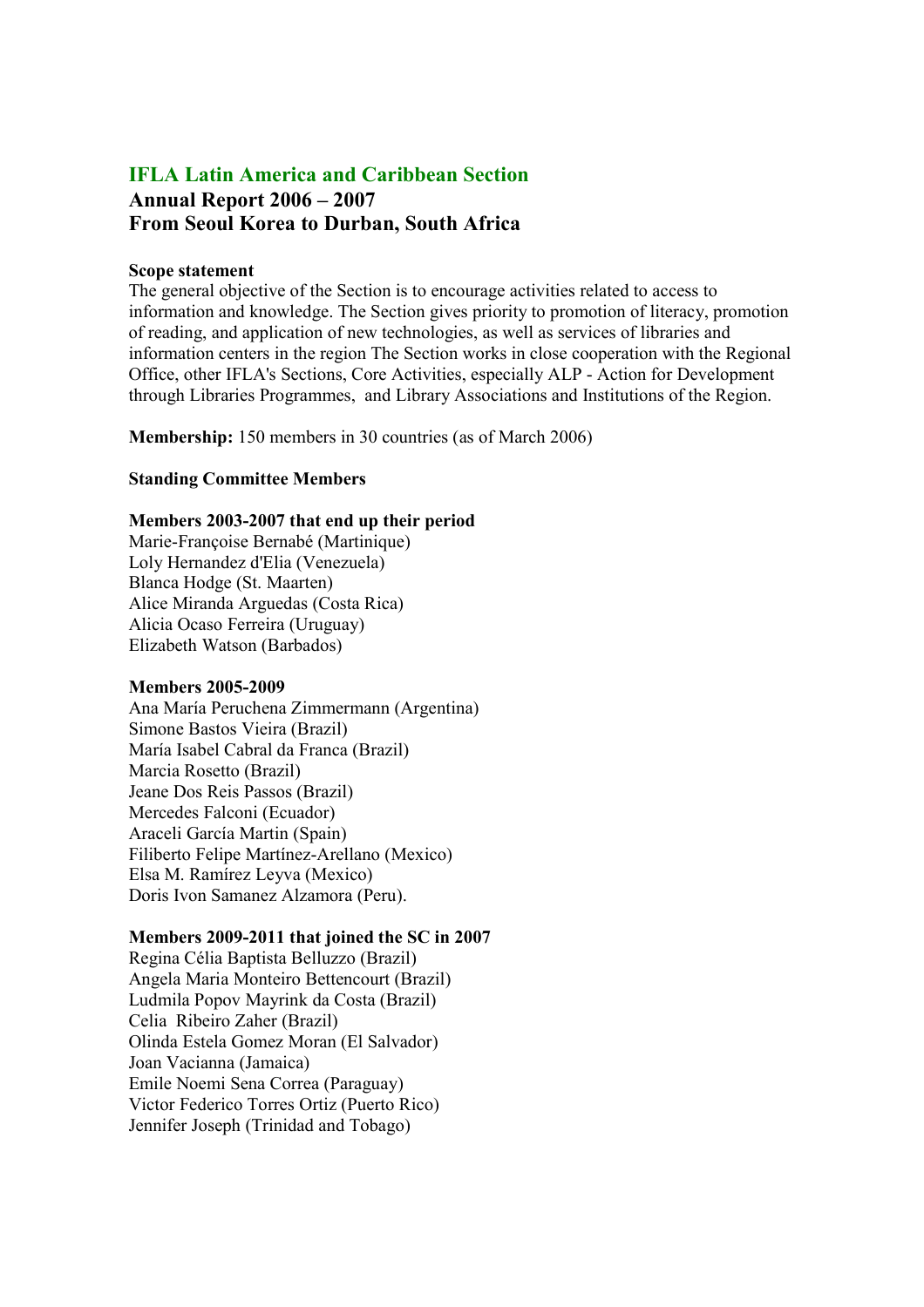# IFLA Latin America and Caribbean Section

## Annual Report 2006 – 2007
## From Seoul Korea to Durban, South Africa

**Scope statement**

The general objective of the Section is to encourage activities related to access to information and knowledge. The Section gives priority to promotion of literacy, promotion of reading, and application of new technologies, as well as services of libraries and information centers in the region The Section works in close cooperation with the Regional Office, other IFLA's Sections, Core Activities, especially ALP - Action for Development through Libraries Programmes, and Library Associations and Institutions of the Region.

**Membership:** 150 members in 30 countries (as of March 2006)

**Standing Committee Members**

**Members 2003-2007 that end up their period**

Marie-Françoise Bernabé (Martinique)
Loly Hernandez d'Elia (Venezuela)
Blanca Hodge (St. Maarten)
Alice Miranda Arguedas (Costa Rica)
Alicia Ocaso Ferreira (Uruguay)
Elizabeth Watson (Barbados)

**Members 2005-2009**

Ana María Peruchena Zimmermann (Argentina)
Simone Bastos Vieira (Brazil)
María Isabel Cabral da Franca (Brazil)
Marcia Rosetto (Brazil)
Jeane Dos Reis Passos (Brazil)
Mercedes Falconi (Ecuador)
Araceli García Martin (Spain)
Filiberto Felipe Martínez-Arellano (Mexico)
Elsa M. Ramírez Leyva (Mexico)
Doris Ivon Samanez Alzamora (Peru).

**Members 2009-2011 that joined the SC in 2007**

Regina Célia Baptista Belluzzo (Brazil)
Angela Maria Monteiro Bettencourt (Brazil)
Ludmila Popov Mayrink da Costa (Brazil)
Celia Ribeiro Zaher (Brazil)
Olinda Estela Gomez Moran (El Salvador)
Joan Vacianna (Jamaica)
Emile Noemi Sena Correa (Paraguay)
Victor Federico Torres Ortiz (Puerto Rico)
Jennifer Joseph (Trinidad and Tobago)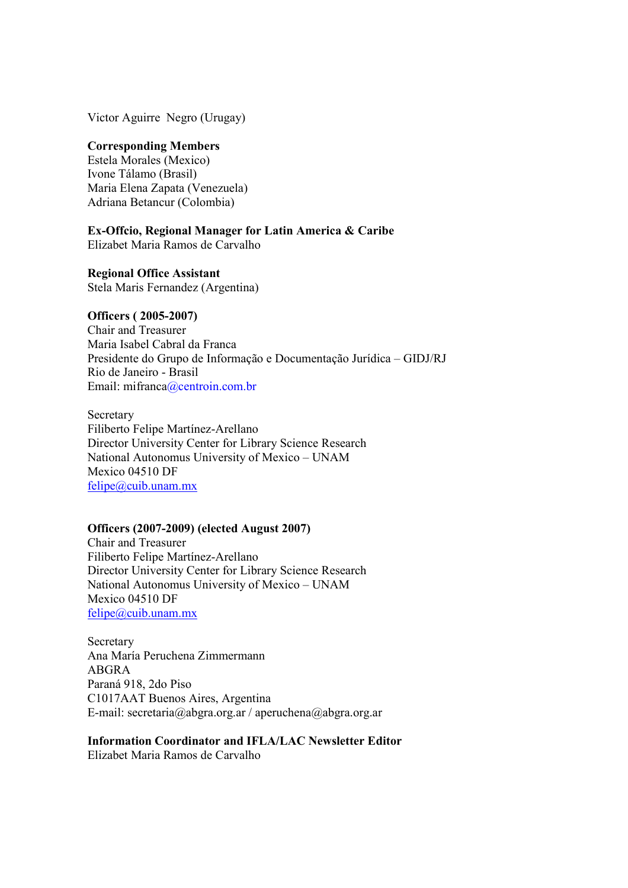Victor Aguirre  Negro (Urugay)

**Corresponding Members**
Estela Morales (Mexico)
Ivone Tálamo (Brasil)
Maria Elena Zapata (Venezuela)
Adriana Betancur (Colombia)

**Ex-Offcio, Regional Manager for Latin America & Caribe**
Elizabet Maria Ramos de Carvalho

**Regional Office Assistant**
Stela Maris Fernandez (Argentina)

**Officers ( 2005-2007)**
Chair and Treasurer
Maria Isabel Cabral da Franca
Presidente do Grupo de Informação e Documentação Jurídica – GIDJ/RJ
Rio de Janeiro - Brasil
Email: mifranca@centroin.com.br

Secretary
Filiberto Felipe Martínez-Arellano
Director University Center for Library Science Research
National Autonomus University of Mexico – UNAM
Mexico 04510 DF
felipe@cuib.unam.mx

**Officers (2007-2009) (elected August 2007)**
Chair and Treasurer
Filiberto Felipe Martínez-Arellano
Director University Center for Library Science Research
National Autonomus University of Mexico – UNAM
Mexico 04510 DF
felipe@cuib.unam.mx

Secretary
Ana María Peruchena Zimmermann
ABGRA
Paraná 918, 2do Piso
C1017AAT Buenos Aires, Argentina
E-mail: secretaria@abgra.org.ar / aperuchena@abgra.org.ar

**Information Coordinator and IFLA/LAC Newsletter Editor**
Elizabet Maria Ramos de Carvalho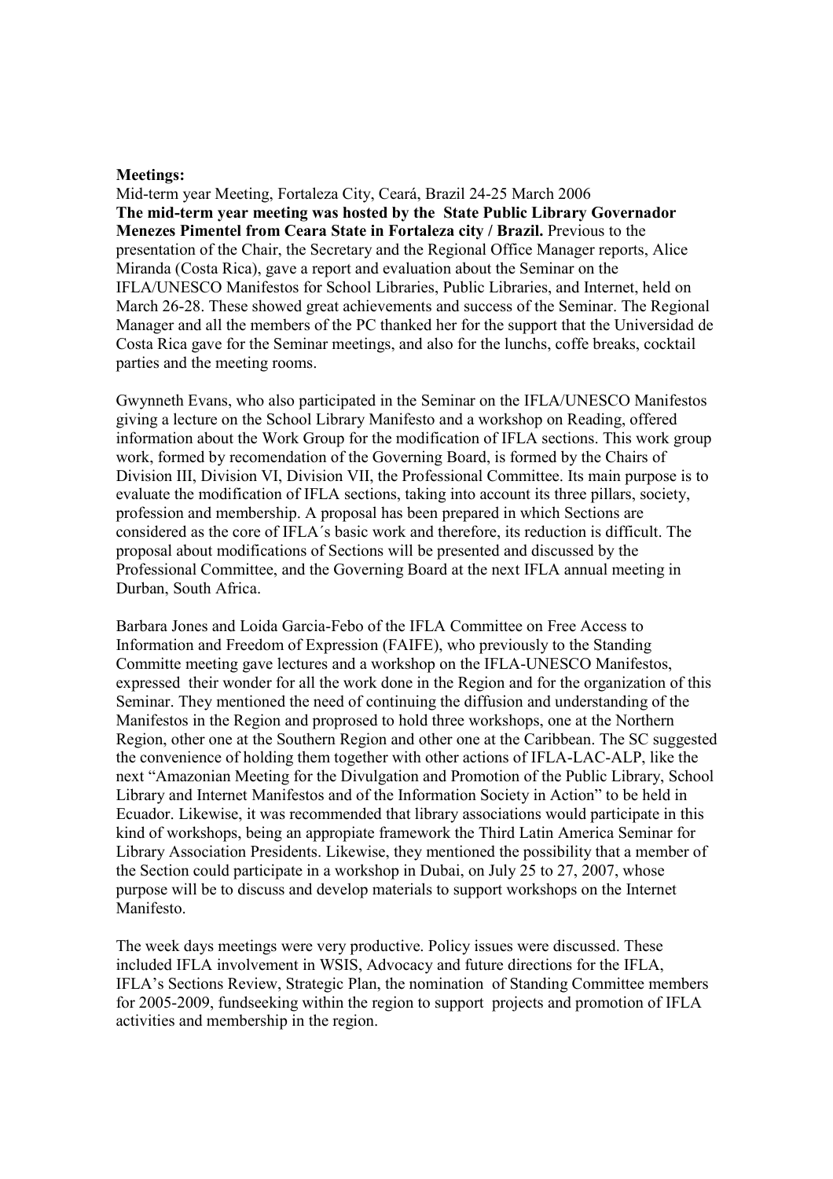**Meetings:**
Mid-term year Meeting, Fortaleza City, Ceará, Brazil 24-25 March 2006
**The mid-term year meeting was hosted by the State Public Library Governador Menezes Pimentel from Ceara State in Fortaleza city / Brazil.** Previous to the presentation of the Chair, the Secretary and the Regional Office Manager reports, Alice Miranda (Costa Rica), gave a report and evaluation about the Seminar on the IFLA/UNESCO Manifestos for School Libraries, Public Libraries, and Internet, held on March 26-28. These showed great achievements and success of the Seminar. The Regional Manager and all the members of the PC thanked her for the support that the Universidad de Costa Rica gave for the Seminar meetings, and also for the lunchs, coffe breaks, cocktail parties and the meeting rooms.

Gwynneth Evans, who also participated in the Seminar on the IFLA/UNESCO Manifestos giving a lecture on the School Library Manifesto and a workshop on Reading, offered information about the Work Group for the modification of IFLA sections. This work group work, formed by recomendation of the Governing Board, is formed by the Chairs of Division III, Division VI, Division VII, the Professional Committee. Its main purpose is to evaluate the modification of IFLA sections, taking into account its three pillars, society, profession and membership. A proposal has been prepared in which Sections are considered as the core of IFLA´s basic work and therefore, its reduction is difficult. The proposal about modifications of Sections will be presented and discussed by the Professional Committee, and the Governing Board at the next IFLA annual meeting in Durban, South Africa.

Barbara Jones and Loida Garcia-Febo of the IFLA Committee on Free Access to Information and Freedom of Expression (FAIFE), who previously to the Standing Committe meeting gave lectures and a workshop on the IFLA-UNESCO Manifestos, expressed their wonder for all the work done in the Region and for the organization of this Seminar. They mentioned the need of continuing the diffusion and understanding of the Manifestos in the Region and proprosed to hold three workshops, one at the Northern Region, other one at the Southern Region and other one at the Caribbean. The SC suggested the convenience of holding them together with other actions of IFLA-LAC-ALP, like the next "Amazonian Meeting for the Divulgation and Promotion of the Public Library, School Library and Internet Manifestos and of the Information Society in Action" to be held in Ecuador. Likewise, it was recommended that library associations would participate in this kind of workshops, being an appropiate framework the Third Latin America Seminar for Library Association Presidents. Likewise, they mentioned the possibility that a member of the Section could participate in a workshop in Dubai, on July 25 to 27, 2007, whose purpose will be to discuss and develop materials to support workshops on the Internet Manifesto.

The week days meetings were very productive. Policy issues were discussed. These included IFLA involvement in WSIS, Advocacy and future directions for the IFLA, IFLA's Sections Review, Strategic Plan, the nomination of Standing Committee members for 2005-2009, fundseeking within the region to support projects and promotion of IFLA activities and membership in the region.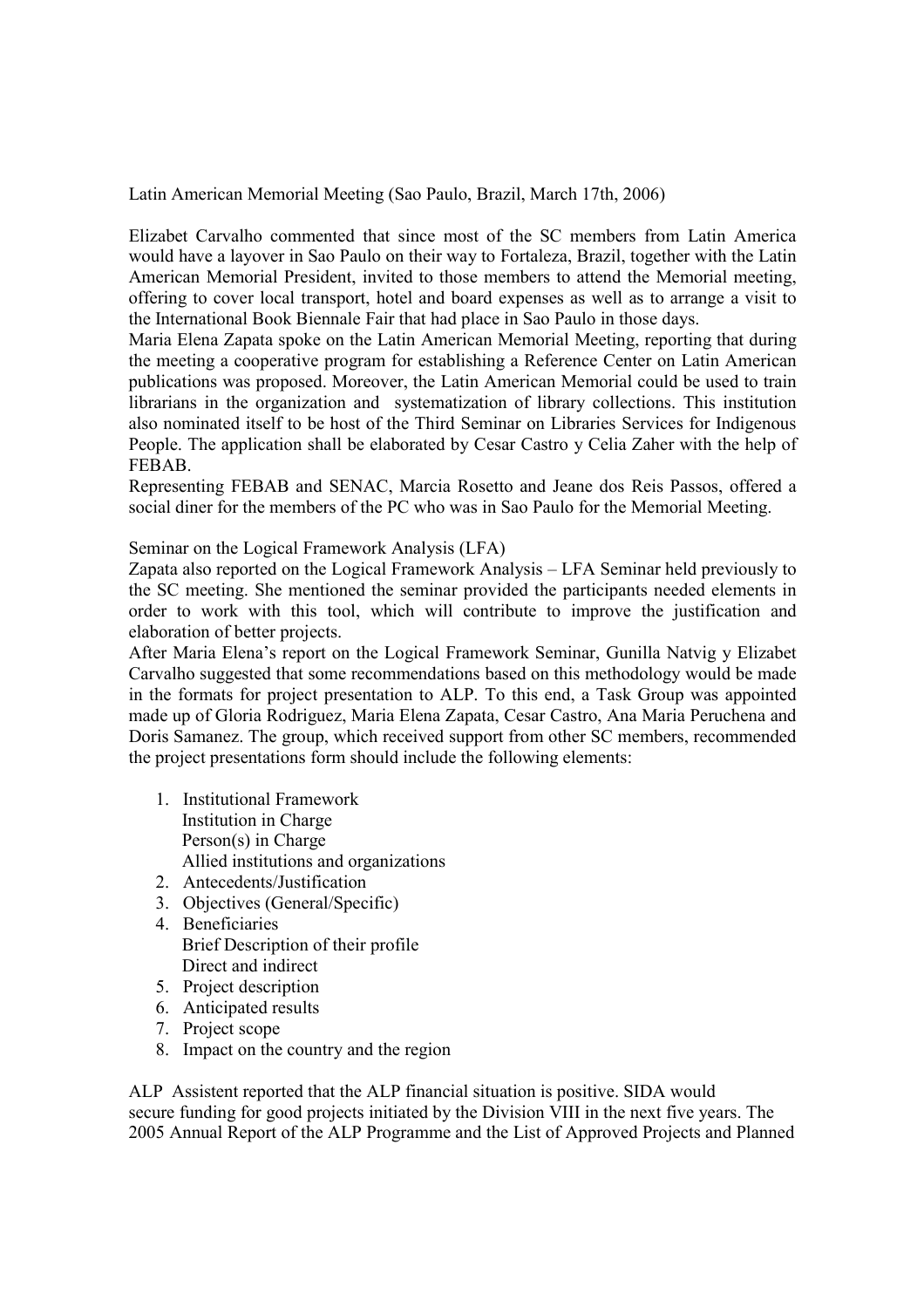Latin American Memorial Meeting (Sao Paulo, Brazil, March 17th, 2006)

Elizabet Carvalho commented that since most of the SC members from Latin America would have a layover in Sao Paulo on their way to Fortaleza, Brazil, together with the Latin American Memorial President, invited to those members to attend the Memorial meeting, offering to cover local transport, hotel and board expenses as well as to arrange a visit to the International Book Biennale Fair that had place in Sao Paulo in those days.

Maria Elena Zapata spoke on the Latin American Memorial Meeting, reporting that during the meeting a cooperative program for establishing a Reference Center on Latin American publications was proposed. Moreover, the Latin American Memorial could be used to train librarians in the organization and systematization of library collections. This institution also nominated itself to be host of the Third Seminar on Libraries Services for Indigenous People. The application shall be elaborated by Cesar Castro y Celia Zaher with the help of FEBAB.

Representing FEBAB and SENAC, Marcia Rosetto and Jeane dos Reis Passos, offered a social diner for the members of the PC who was in Sao Paulo for the Memorial Meeting.

Seminar on the Logical Framework Analysis (LFA)

Zapata also reported on the Logical Framework Analysis – LFA Seminar held previously to the SC meeting. She mentioned the seminar provided the participants needed elements in order to work with this tool, which will contribute to improve the justification and elaboration of better projects.

After Maria Elena's report on the Logical Framework Seminar, Gunilla Natvig y Elizabet Carvalho suggested that some recommendations based on this methodology would be made in the formats for project presentation to ALP. To this end, a Task Group was appointed made up of Gloria Rodriguez, Maria Elena Zapata, Cesar Castro, Ana Maria Peruchena and Doris Samanez. The group, which received support from other SC members, recommended the project presentations form should include the following elements:

1. Institutional Framework
   Institution in Charge
   Person(s) in Charge
   Allied institutions and organizations
2. Antecedents/Justification
3. Objectives (General/Specific)
4. Beneficiaries
   Brief Description of their profile
   Direct and indirect
5. Project description
6. Anticipated results
7. Project scope
8. Impact on the country and the region

ALP Assistent reported that the ALP financial situation is positive. SIDA would secure funding for good projects initiated by the Division VIII in the next five years. The 2005 Annual Report of the ALP Programme and the List of Approved Projects and Planned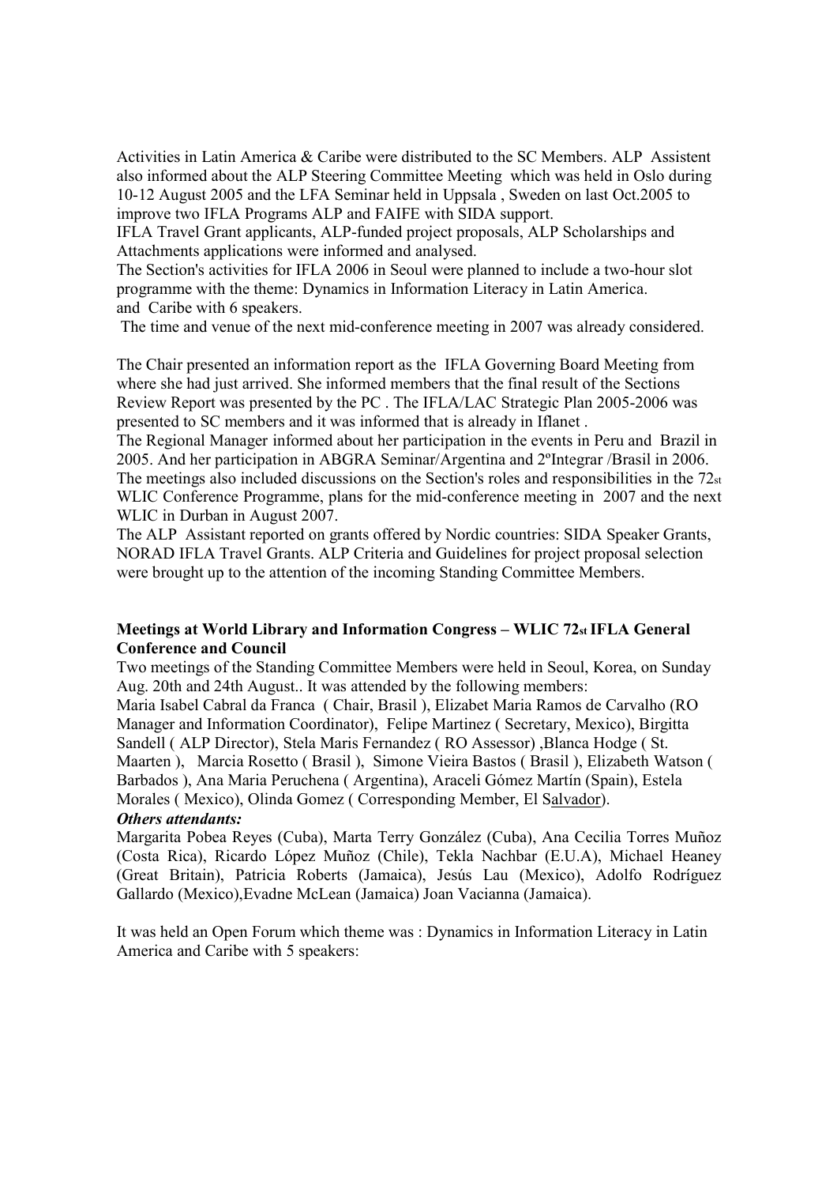Activities in Latin America & Caribe were distributed to the SC Members. ALP Assistent also informed about the ALP Steering Committee Meeting which was held in Oslo during 10-12 August 2005 and the LFA Seminar held in Uppsala , Sweden on last Oct.2005 to improve two IFLA Programs ALP and FAIFE with SIDA support.

IFLA Travel Grant applicants, ALP-funded project proposals, ALP Scholarships and Attachments applications were informed and analysed.

The Section's activities for IFLA 2006 in Seoul were planned to include a two-hour slot programme with the theme: Dynamics in Information Literacy in Latin America. and Caribe with 6 speakers.

The time and venue of the next mid-conference meeting in 2007 was already considered.

The Chair presented an information report as the IFLA Governing Board Meeting from where she had just arrived. She informed members that the final result of the Sections Review Report was presented by the PC . The IFLA/LAC Strategic Plan 2005-2006 was presented to SC members and it was informed that is already in Iflanet .

The Regional Manager informed about her participation in the events in Peru and Brazil in 2005. And her participation in ABGRA Seminar/Argentina and 2ºIntegrar /Brasil in 2006. The meetings also included discussions on the Section's roles and responsibilities in the 72st WLIC Conference Programme, plans for the mid-conference meeting in 2007 and the next WLIC in Durban in August 2007.

The ALP Assistant reported on grants offered by Nordic countries: SIDA Speaker Grants, NORAD IFLA Travel Grants. ALP Criteria and Guidelines for project proposal selection were brought up to the attention of the incoming Standing Committee Members.

**Meetings at World Library and Information Congress – WLIC 72st IFLA General Conference and Council**

Two meetings of the Standing Committee Members were held in Seoul, Korea, on Sunday Aug. 20th and 24th August.. It was attended by the following members:

Maria Isabel Cabral da Franca ( Chair, Brasil ), Elizabet Maria Ramos de Carvalho (RO Manager and Information Coordinator), Felipe Martinez ( Secretary, Mexico), Birgitta Sandell ( ALP Director), Stela Maris Fernandez ( RO Assessor) ,Blanca Hodge ( St. Maarten ), Marcia Rosetto ( Brasil ), Simone Vieira Bastos ( Brasil ), Elizabeth Watson ( Barbados ), Ana Maria Peruchena ( Argentina), Araceli Gómez Martín (Spain), Estela Morales ( Mexico), Olinda Gomez ( Corresponding Member, El Salvador).

***Others attendants:***

Margarita Pobea Reyes (Cuba), Marta Terry González (Cuba), Ana Cecilia Torres Muñoz (Costa Rica), Ricardo López Muñoz (Chile), Tekla Nachbar (E.U.A), Michael Heaney (Great Britain), Patricia Roberts (Jamaica), Jesús Lau (Mexico), Adolfo Rodríguez Gallardo (Mexico),Evadne McLean (Jamaica) Joan Vacianna (Jamaica).

It was held an Open Forum which theme was : Dynamics in Information Literacy in Latin America and Caribe with 5 speakers: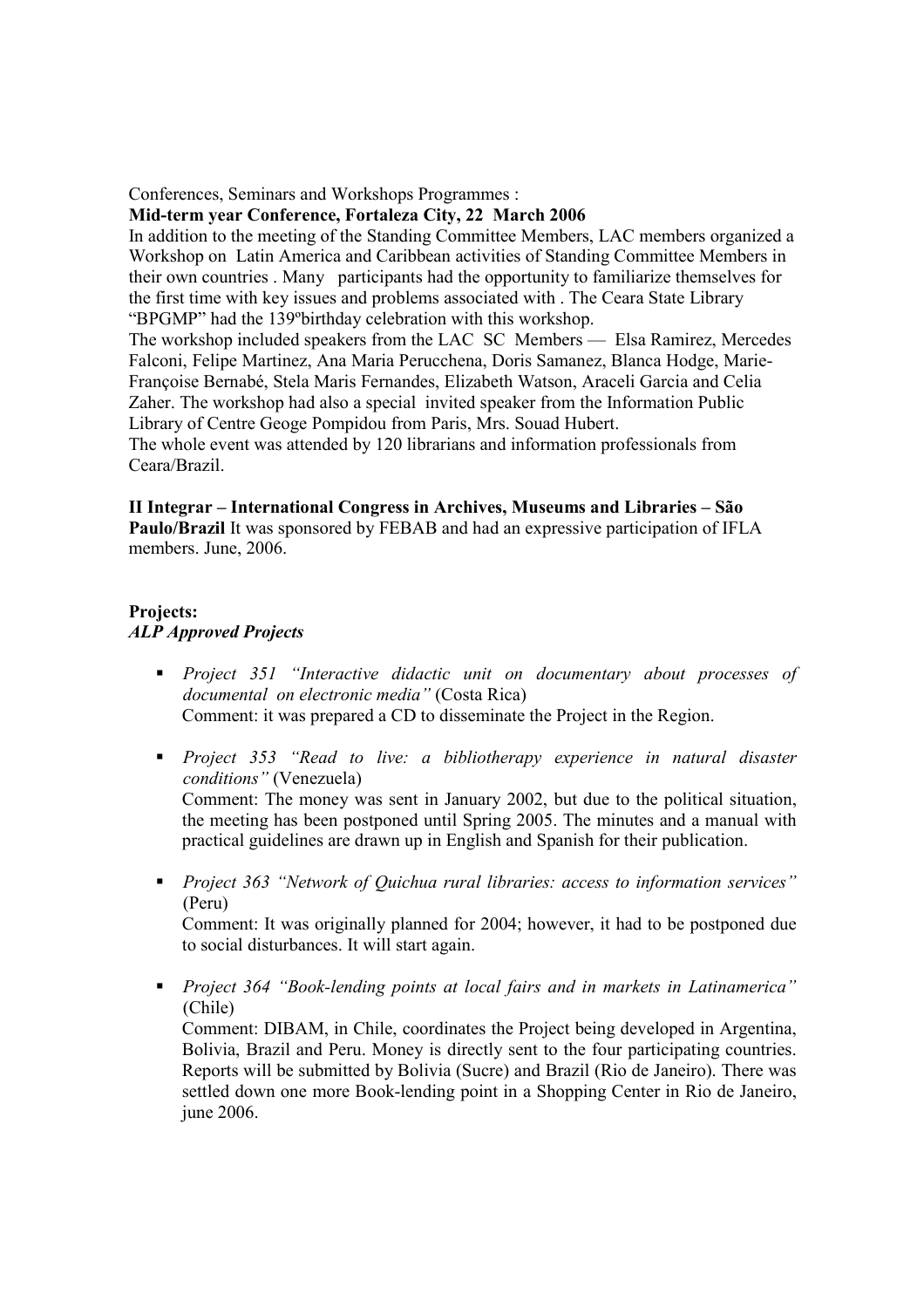Conferences, Seminars and Workshops Programmes :

**Mid-term year Conference, Fortaleza City, 22 March 2006**

In addition to the meeting of the Standing Committee Members, LAC members organized a Workshop on Latin America and Caribbean activities of Standing Committee Members in their own countries . Many participants had the opportunity to familiarize themselves for the first time with key issues and problems associated with . The Ceara State Library "BPGMP" had the 139ºbirthday celebration with this workshop.

The workshop included speakers from the LAC SC Members — Elsa Ramirez, Mercedes Falconi, Felipe Martinez, Ana Maria Perucchena, Doris Samanez, Blanca Hodge, Marie-Françoise Bernabé, Stela Maris Fernandes, Elizabeth Watson, Araceli Garcia and Celia Zaher. The workshop had also a special invited speaker from the Information Public Library of Centre Geoge Pompidou from Paris, Mrs. Souad Hubert.

The whole event was attended by 120 librarians and information professionals from Ceara/Brazil.

**II Integrar – International Congress in Archives, Museums and Libraries – São Paulo/Brazil** It was sponsored by FEBAB and had an expressive participation of IFLA members. June, 2006.

**Projects:**

***ALP Approved Projects***

- *Project 351 "Interactive didactic unit on documentary about processes of documental on electronic media"* (Costa Rica)
  Comment: it was prepared a CD to disseminate the Project in the Region.

- *Project 353 "Read to live: a bibliotherapy experience in natural disaster conditions"* (Venezuela)
  Comment: The money was sent in January 2002, but due to the political situation, the meeting has been postponed until Spring 2005. The minutes and a manual with practical guidelines are drawn up in English and Spanish for their publication.

- *Project 363 "Network of Quichua rural libraries: access to information services"* (Peru)
  Comment: It was originally planned for 2004; however, it had to be postponed due to social disturbances. It will start again.

- *Project 364 "Book-lending points at local fairs and in markets in Latinamerica"* (Chile)
  Comment: DIBAM, in Chile, coordinates the Project being developed in Argentina, Bolivia, Brazil and Peru. Money is directly sent to the four participating countries. Reports will be submitted by Bolivia (Sucre) and Brazil (Rio de Janeiro). There was settled down one more Book-lending point in a Shopping Center in Rio de Janeiro, june 2006.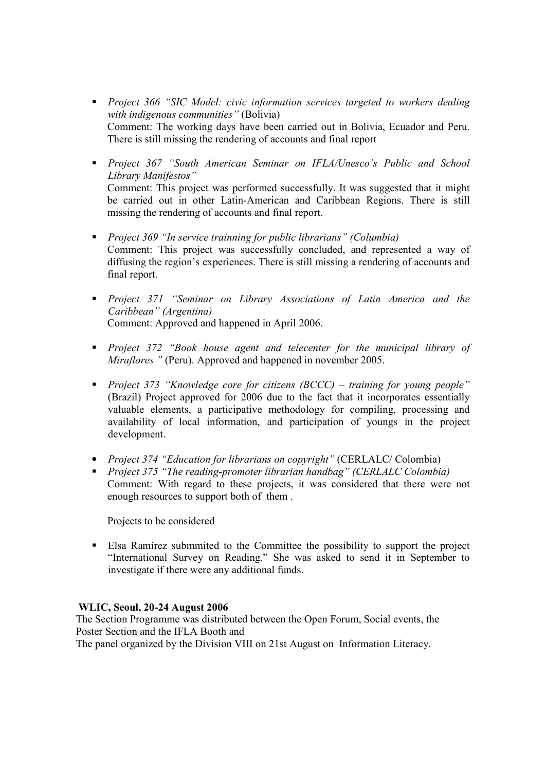- *Project 366 "SIC Model: civic information services targeted to workers dealing with indigenous communities"* (Bolivia)
  Comment: The working days have been carried out in Bolivia, Ecuador and Peru. There is still missing the rendering of accounts and final report

- *Project 367 "South American Seminar on IFLA/Unesco's Public and School Library Manifestos"*
  Comment: This project was performed successfully. It was suggested that it might be carried out in other Latin-American and Caribbean Regions. There is still missing the rendering of accounts and final report.

- *Project 369 "In service trainning for public librarians" (Columbia)*
  Comment: This project was successfully concluded, and represented a way of diffusing the region's experiences. There is still missing a rendering of accounts and final report.

- *Project 371 "Seminar on Library Associations of Latin America and the Caribbean" (Argentina)*
  Comment: Approved and happened in April 2006.

- *Project 372 "Book house agent and telecenter for the municipal library of Miraflores "* (Peru). Approved and happened in november 2005.

- *Project 373 "Knowledge core for citizens (BCCC) – training for young people"* (Brazil) Project approved for 2006 due to the fact that it incorporates essentially valuable elements, a participative methodology for compiling, processing and availability of local information, and participation of youngs in the project development.

- *Project 374 "Education for librarians on copyright"* (CERLALC/ Colombia)
- *Project 375 "The reading-promoter librarian handbag" (CERLALC Colombia)*
  Comment: With regard to these projects, it was considered that there were not enough resources to support both of them .

  Projects to be considered

- Elsa Ramírez submmited to the Committee the possibility to support the project "International Survey on Reading." She was asked to send it in September to investigate if there were any additional funds.

**WLIC, Seoul, 20-24 August 2006**

The Section Programme was distributed between the Open Forum, Social events, the Poster Section and the IFLA Booth and
The panel organized by the Division VIII on 21st August on Information Literacy.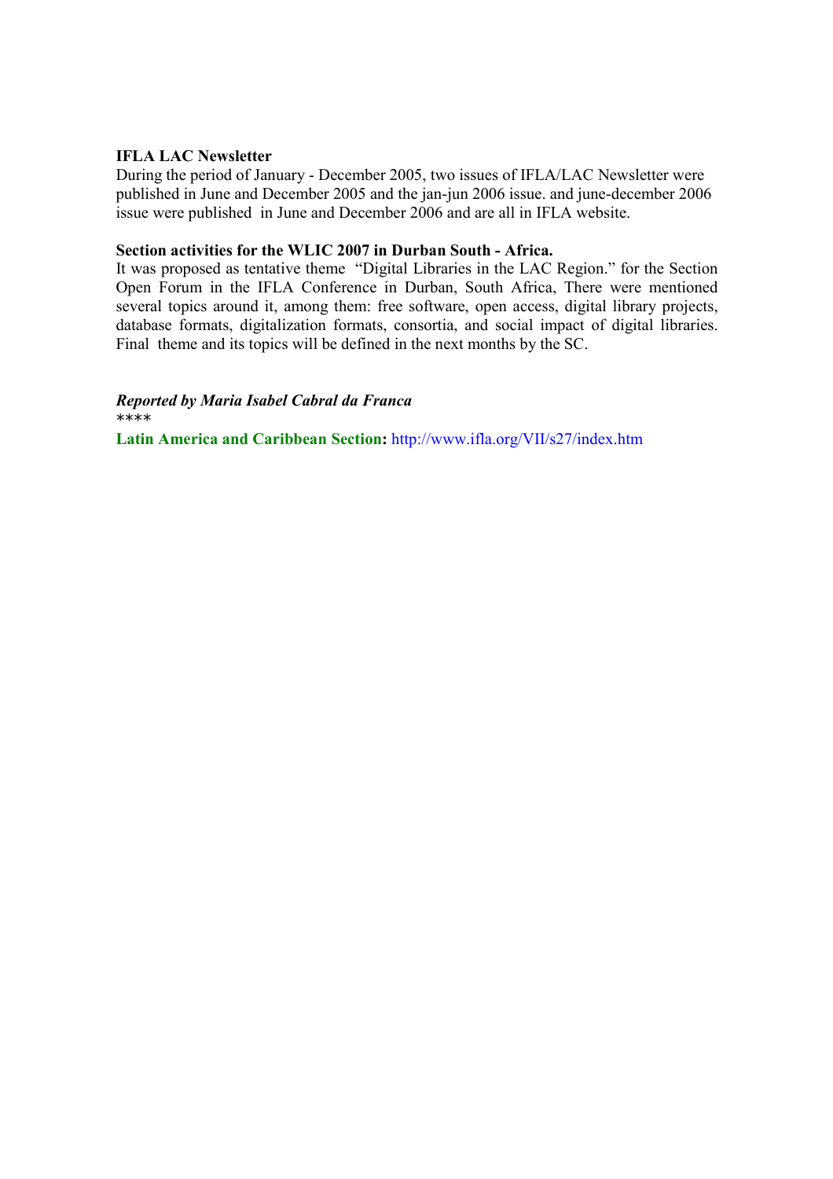**IFLA LAC Newsletter**

During the period of January - December 2005, two issues of IFLA/LAC Newsletter were published in June and December 2005 and the jan-jun 2006 issue. and june-december 2006 issue were published in June and December 2006 and are all in IFLA website.

**Section activities for the WLIC 2007 in Durban South - Africa.**

It was proposed as tentative theme "Digital Libraries in the LAC Region." for the Section Open Forum in the IFLA Conference in Durban, South Africa, There were mentioned several topics around it, among them: free software, open access, digital library projects, database formats, digitalization formats, consortia, and social impact of digital libraries. Final theme and its topics will be defined in the next months by the SC.

***Reported by Maria Isabel Cabral da Franca***

****

**Latin America and Caribbean Section:** http://www.ifla.org/VII/s27/index.htm